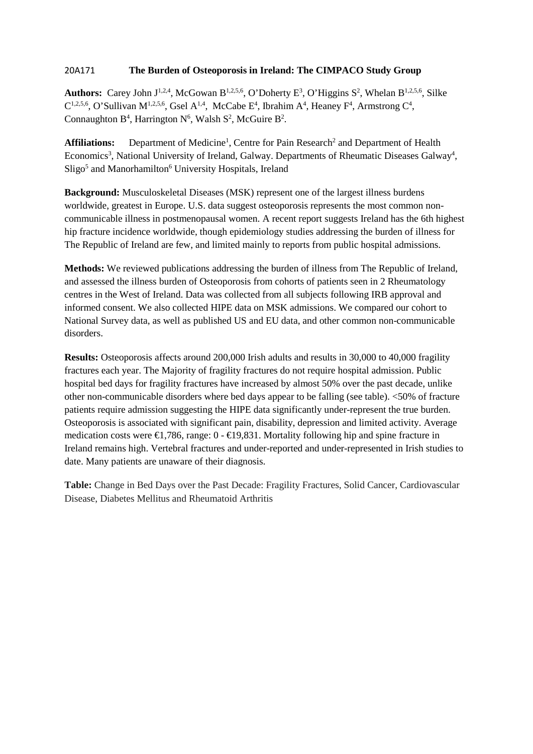20A171 **The Burden of Osteoporosis in Ireland: The CIMPACO Study Group**

**Authors:** Carey John J[1,2,4], McGowan B[1,2,5,6], O'Doherty E[3], O'Higgins S[2], Whelan B[1,2,5,6], Silke C[1,2,5,6], O'Sullivan M[1,2,5,6], Gsel A[1,4], McCabe E[4], Ibrahim A[4], Heaney F[4], Armstrong C[4], Connaughton B[4], Harrington N[6], Walsh S[2], McGuire B[2].

**Affiliations:** Department of Medicine[1], Centre for Pain Research[2] and Department of Health Economics[3], National University of Ireland, Galway. Departments of Rheumatic Diseases Galway[4], Sligo[5] and Manorhamilton[6] University Hospitals, Ireland

**Background:** Musculoskeletal Diseases (MSK) represent one of the largest illness burdens worldwide, greatest in Europe. U.S. data suggest osteoporosis represents the most common non-communicable illness in postmenopausal women. A recent report suggests Ireland has the 6th highest hip fracture incidence worldwide, though epidemiology studies addressing the burden of illness for The Republic of Ireland are few, and limited mainly to reports from public hospital admissions.

**Methods:** We reviewed publications addressing the burden of illness from The Republic of Ireland, and assessed the illness burden of Osteoporosis from cohorts of patients seen in 2 Rheumatology centres in the West of Ireland. Data was collected from all subjects following IRB approval and informed consent. We also collected HIPE data on MSK admissions. We compared our cohort to National Survey data, as well as published US and EU data, and other common non-communicable disorders.

**Results:** Osteoporosis affects around 200,000 Irish adults and results in 30,000 to 40,000 fragility fractures each year. The Majority of fragility fractures do not require hospital admission. Public hospital bed days for fragility fractures have increased by almost 50% over the past decade, unlike other non-communicable disorders where bed days appear to be falling (see table). <50% of fracture patients require admission suggesting the HIPE data significantly under-represent the true burden. Osteoporosis is associated with significant pain, disability, depression and limited activity. Average medication costs were €1,786, range: 0 - €19,831. Mortality following hip and spine fracture in Ireland remains high. Vertebral fractures and under-reported and under-represented in Irish studies to date. Many patients are unaware of their diagnosis.

**Table:** Change in Bed Days over the Past Decade: Fragility Fractures, Solid Cancer, Cardiovascular Disease, Diabetes Mellitus and Rheumatoid Arthritis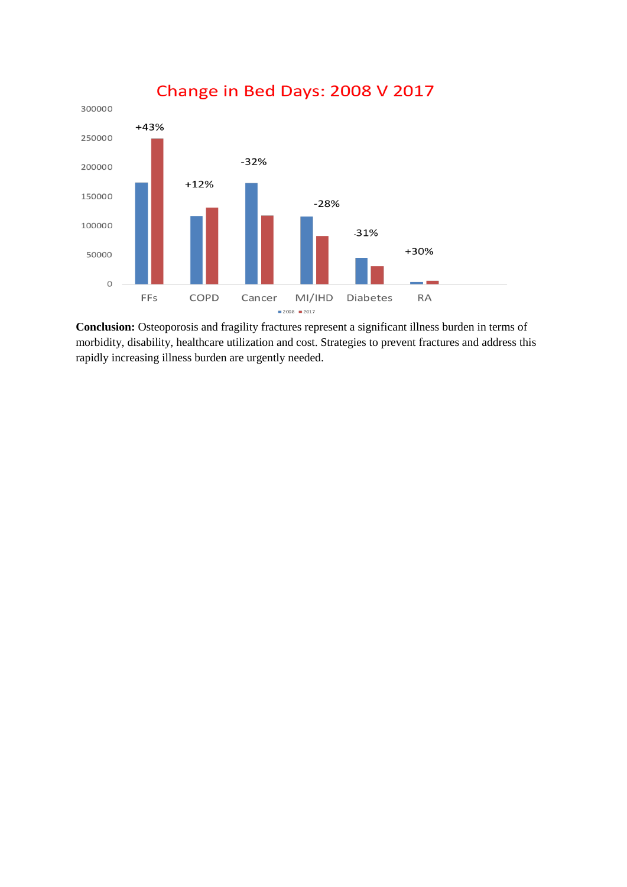Change in Bed Days: 2008 V 2017

300000
250000
200000
150000
100000
50000
0

+43%
+12%
-32%
-28%
-31%
+30%

FFs
COPD
Cancer
MI/IHD
Diabetes
RA

2008 2017

**Conclusion:** Osteoporosis and fragility fractures represent a significant illness burden in terms of morbidity, disability, healthcare utilization and cost. Strategies to prevent fractures and address this rapidly increasing illness burden are urgently needed.